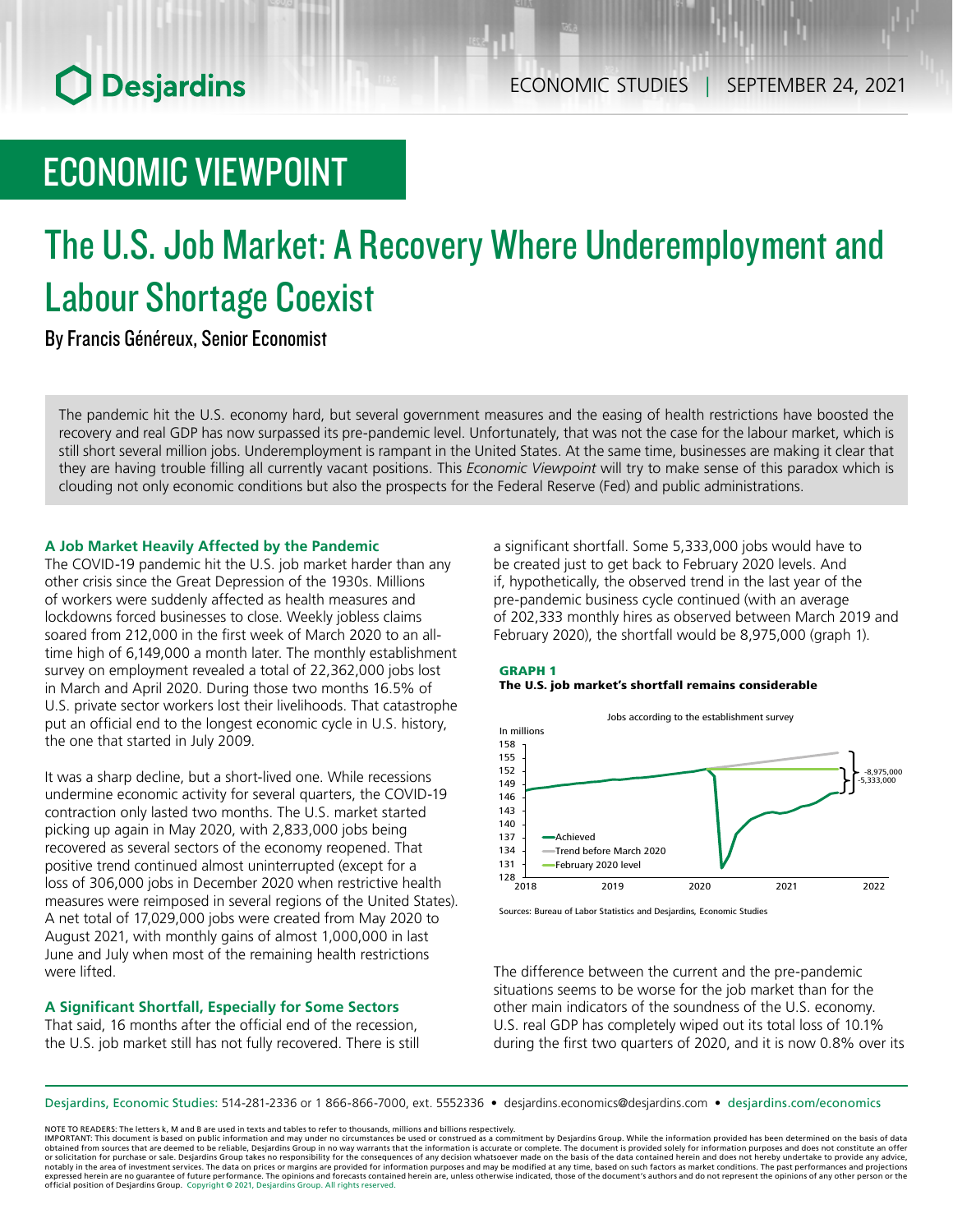# ECONOMIC VIEWPOINT

# The U.S. Job Market: A Recovery Where Underemployment and Labour Shortage Coexist

By Francis Généreux, Senior Economist

The pandemic hit the U.S. economy hard, but several government measures and the easing of health restrictions have boosted the recovery and real GDP has now surpassed its pre-pandemic level. Unfortunately, that was not the case for the labour market, which is still short several million jobs. Underemployment is rampant in the United States. At the same time, businesses are making it clear that they are having trouble filling all currently vacant positions. This *Economic Viewpoint* will try to make sense of this paradox which is clouding not only economic conditions but also the prospects for the Federal Reserve (Fed) and public administrations.

### A Job Market Heavily Affected by the Pandemic

The COVID-19 pandemic hit the U.S. job market harder than any other crisis since the Great Depression of the 1930s. Millions of workers were suddenly affected as health measures and lockdowns forced businesses to close. Weekly jobless claims soared from 212,000 in the first week of March 2020 to an all-time high of 6,149,000 a month later. The monthly establishment survey on employment revealed a total of 22,362,000 jobs lost in March and April 2020. During those two months 16.5% of U.S. private sector workers lost their livelihoods. That catastrophe put an official end to the longest economic cycle in U.S. history, the one that started in July 2009.

It was a sharp decline, but a short-lived one. While recessions undermine economic activity for several quarters, the COVID-19 contraction only lasted two months. The U.S. market started picking up again in May 2020, with 2,833,000 jobs being recovered as several sectors of the economy reopened. That positive trend continued almost uninterrupted (except for a loss of 306,000 jobs in December 2020 when restrictive health measures were reimposed in several regions of the United States). A net total of 17,029,000 jobs were created from May 2020 to August 2021, with monthly gains of almost 1,000,000 in last June and July when most of the remaining health restrictions were lifted.

### A Significant Shortfall, Especially for Some Sectors

That said, 16 months after the official end of the recession, the U.S. job market still has not fully recovered. There is still a significant shortfall. Some 5,333,000 jobs would have to be created just to get back to February 2020 levels. And if, hypothetically, the observed trend in the last year of the pre-pandemic business cycle continued (with an average of 202,333 monthly hires as observed between March 2019 and February 2020), the shortfall would be 8,975,000 (graph 1).

**GRAPH 1**
**The U.S. job market's shortfall remains considerable**

Jobs according to the establishment survey

In millions

Legend: Achieved; Trend before March 2020; February 2020 level. Annotations: -8,975,000; -5,333,000.

Sources: Bureau of Labor Statistics and Desjardins, Economic Studies

The difference between the current and the pre-pandemic situations seems to be worse for the job market than for the other main indicators of the soundness of the U.S. economy. U.S. real GDP has completely wiped out its total loss of 10.1% during the first two quarters of 2020, and it is now 0.8% over its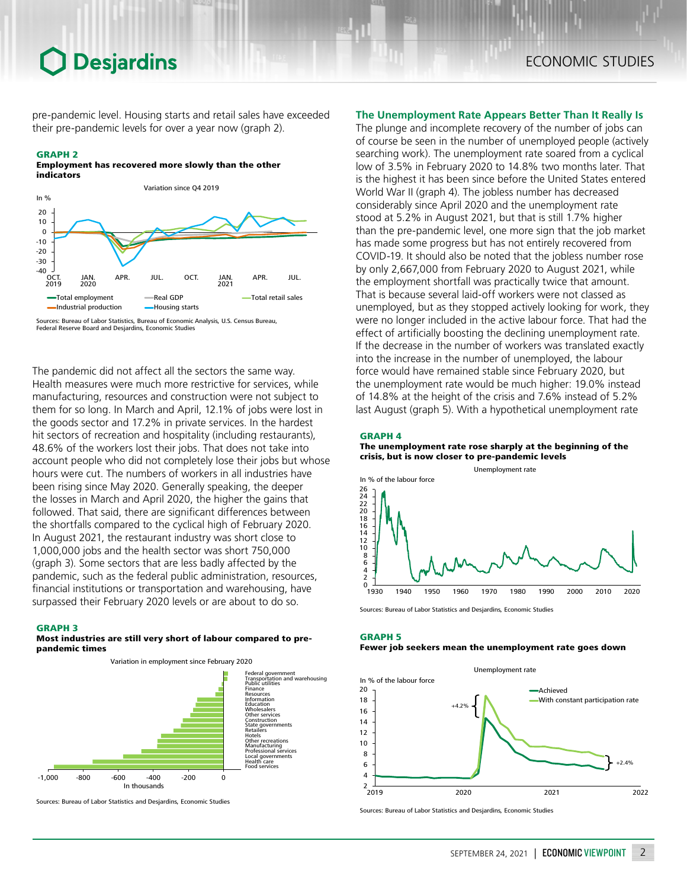pre-pandemic level. Housing starts and retail sales have exceeded their pre-pandemic levels for over a year now (graph 2).

**GRAPH 2**
**Employment has recovered more slowly than the other indicators**

Sources: Bureau of Labor Statistics, Bureau of Economic Analysis, U.S. Census Bureau, Federal Reserve Board and Desjardins, Economic Studies

The pandemic did not affect all the sectors the same way. Health measures were much more restrictive for services, while manufacturing, resources and construction were not subject to them for so long. In March and April, 12.1% of jobs were lost in the goods sector and 17.2% in private services. In the hardest hit sectors of recreation and hospitality (including restaurants), 48.6% of the workers lost their jobs. That does not take into account people who did not completely lose their jobs but whose hours were cut. The numbers of workers in all industries have been rising since May 2020. Generally speaking, the deeper the losses in March and April 2020, the higher the gains that followed. That said, there are significant differences between the shortfalls compared to the cyclical high of February 2020. In August 2021, the restaurant industry was short close to 1,000,000 jobs and the health sector was short 750,000 (graph 3). Some sectors that are less badly affected by the pandemic, such as the federal public administration, resources, financial institutions or transportation and warehousing, have surpassed their February 2020 levels or are about to do so.

**GRAPH 3**
**Most industries are still very short of labour compared to pre-pandemic times**

Sources: Bureau of Labor Statistics and Desjardins, Economic Studies

## The Unemployment Rate Appears Better Than It Really Is

The plunge and incomplete recovery of the number of jobs can of course be seen in the number of unemployed people (actively searching work). The unemployment rate soared from a cyclical low of 3.5% in February 2020 to 14.8% two months later. That is the highest it has been since before the United States entered World War II (graph 4). The jobless number has decreased considerably since April 2020 and the unemployment rate stood at 5.2% in August 2021, but that is still 1.7% higher than the pre-pandemic level, one more sign that the job market has made some progress but has not entirely recovered from COVID-19. It should also be noted that the jobless number rose by only 2,667,000 from February 2020 to August 2021, while the employment shortfall was practically twice that amount. That is because several laid-off workers were not classed as unemployed, but as they stopped actively looking for work, they were no longer included in the active labour force. That had the effect of artificially boosting the declining unemployment rate. If the decrease in the number of workers was translated exactly into the increase in the number of unemployed, the labour force would have remained stable since February 2020, but the unemployment rate would be much higher: 19.0% instead of 14.8% at the height of the crisis and 7.6% instead of 5.2% last August (graph 5). With a hypothetical unemployment rate

**GRAPH 4**
**The unemployment rate rose sharply at the beginning of the crisis, but is now closer to pre-pandemic levels**

Sources: Bureau of Labor Statistics and Desjardins, Economic Studies

**GRAPH 5**
**Fewer job seekers mean the unemployment rate goes down**

Sources: Bureau of Labor Statistics and Desjardins, Economic Studies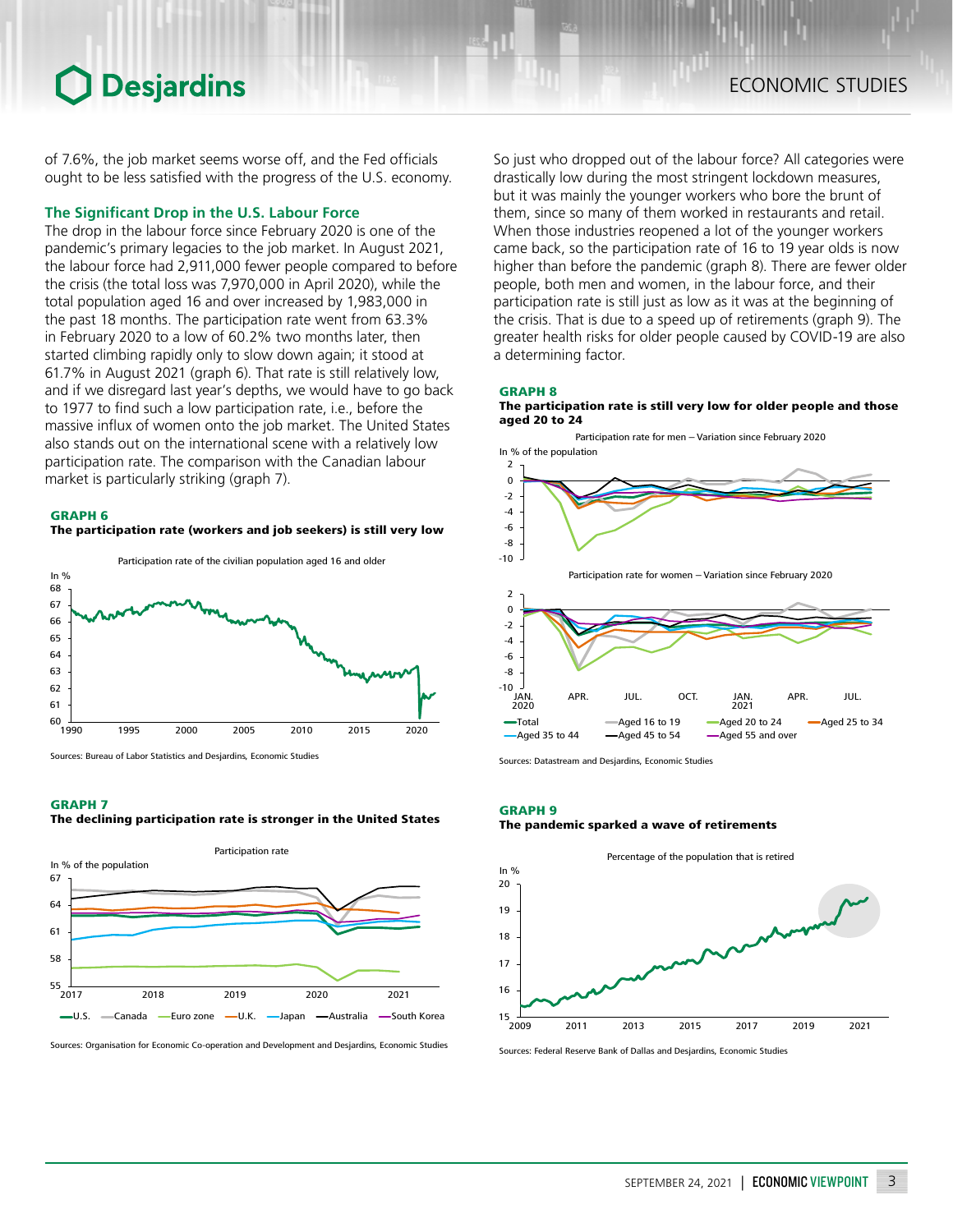of 7.6%, the job market seems worse off, and the Fed officials ought to be less satisfied with the progress of the U.S. economy.

## The Significant Drop in the U.S. Labour Force

The drop in the labour force since February 2020 is one of the pandemic's primary legacies to the job market. In August 2021, the labour force had 2,911,000 fewer people compared to before the crisis (the total loss was 7,970,000 in April 2020), while the total population aged 16 and over increased by 1,983,000 in the past 18 months. The participation rate went from 63.3% in February 2020 to a low of 60.2% two months later, then started climbing rapidly only to slow down again; it stood at 61.7% in August 2021 (graph 6). That rate is still relatively low, and if we disregard last year's depths, we would have to go back to 1977 to find such a low participation rate, i.e., before the massive influx of women onto the job market. The United States also stands out on the international scene with a relatively low participation rate. The comparison with the Canadian labour market is particularly striking (graph 7).

**GRAPH 6**
**The participation rate (workers and job seekers) is still very low**

Participation rate of the civilian population aged 16 and older

Sources: Bureau of Labor Statistics and Desjardins, Economic Studies

**GRAPH 7**
**The declining participation rate is stronger in the United States**

Participation rate

Sources: Organisation for Economic Co-operation and Development and Desjardins, Economic Studies

So just who dropped out of the labour force? All categories were drastically low during the most stringent lockdown measures, but it was mainly the younger workers who bore the brunt of them, since so many of them worked in restaurants and retail. When those industries reopened a lot of the younger workers came back, so the participation rate of 16 to 19 year olds is now higher than before the pandemic (graph 8). There are fewer older people, both men and women, in the labour force, and their participation rate is still just as low as it was at the beginning of the crisis. That is due to a speed up of retirements (graph 9). The greater health risks for older people caused by COVID-19 are also a determining factor.

**GRAPH 8**
**The participation rate is still very low for older people and those aged 20 to 24**

Participation rate for men – Variation since February 2020

Participation rate for women – Variation since February 2020

Sources: Datastream and Desjardins, Economic Studies

**GRAPH 9**
**The pandemic sparked a wave of retirements**

Percentage of the population that is retired

Sources: Federal Reserve Bank of Dallas and Desjardins, Economic Studies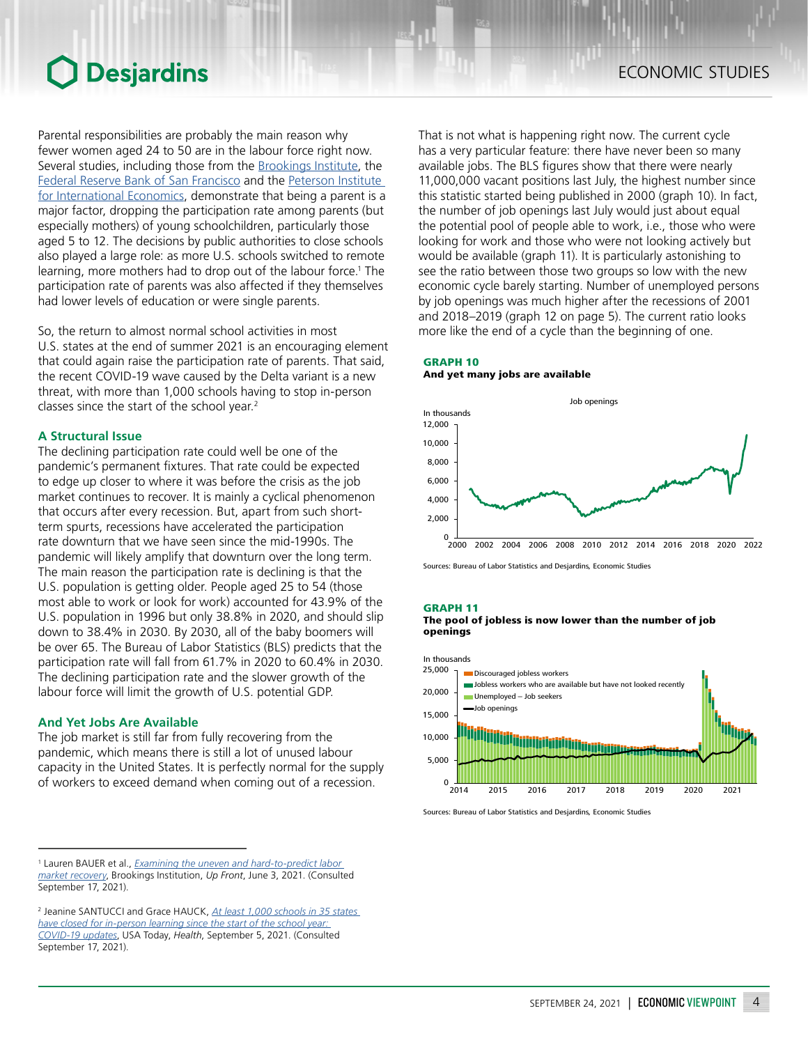Parental responsibilities are probably the main reason why fewer women aged 24 to 50 are in the labour force right now. Several studies, including those from the Brookings Institute, the Federal Reserve Bank of San Francisco and the Peterson Institute for International Economics, demonstrate that being a parent is a major factor, dropping the participation rate among parents (but especially mothers) of young schoolchildren, particularly those aged 5 to 12. The decisions by public authorities to close schools also played a large role: as more U.S. schools switched to remote learning, more mothers had to drop out of the labour force.[1] The participation rate of parents was also affected if they themselves had lower levels of education or were single parents.

So, the return to almost normal school activities in most U.S. states at the end of summer 2021 is an encouraging element that could again raise the participation rate of parents. That said, the recent COVID-19 wave caused by the Delta variant is a new threat, with more than 1,000 schools having to stop in-person classes since the start of the school year.[2]

## A Structural Issue

The declining participation rate could well be one of the pandemic's permanent fixtures. That rate could be expected to edge up closer to where it was before the crisis as the job market continues to recover. It is mainly a cyclical phenomenon that occurs after every recession. But, apart from such short-term spurts, recessions have accelerated the participation rate downturn that we have seen since the mid-1990s. The pandemic will likely amplify that downturn over the long term. The main reason the participation rate is declining is that the U.S. population is getting older. People aged 25 to 54 (those most able to work or look for work) accounted for 43.9% of the U.S. population in 1996 but only 38.8% in 2020, and should slip down to 38.4% in 2030. By 2030, all of the baby boomers will be over 65. The Bureau of Labor Statistics (BLS) predicts that the participation rate will fall from 61.7% in 2020 to 60.4% in 2030. The declining participation rate and the slower growth of the labour force will limit the growth of U.S. potential GDP.

## And Yet Jobs Are Available

The job market is still far from fully recovering from the pandemic, which means there is still a lot of unused labour capacity in the United States. It is perfectly normal for the supply of workers to exceed demand when coming out of a recession.

That is not what is happening right now. The current cycle has a very particular feature: there have never been so many available jobs. The BLS figures show that there were nearly 11,000,000 vacant positions last July, the highest number since this statistic started being published in 2000 (graph 10). In fact, the number of job openings last July would just about equal the potential pool of people able to work, i.e., those who were looking for work and those who were not looking actively but would be available (graph 11). It is particularly astonishing to see the ratio between those two groups so low with the new economic cycle barely starting. Number of unemployed persons by job openings was much higher after the recessions of 2001 and 2018–2019 (graph 12 on page 5). The current ratio looks more like the end of a cycle than the beginning of one.

**GRAPH 10**
**And yet many jobs are available**

Sources: Bureau of Labor Statistics and Desjardins, Economic Studies

**GRAPH 11**
**The pool of jobless is now lower than the number of job openings**

Sources: Bureau of Labor Statistics and Desjardins, Economic Studies

---

[1] Lauren BAUER et al., *Examining the uneven and hard-to-predict labor market recovery*, Brookings Institution, *Up Front*, June 3, 2021. (Consulted September 17, 2021).

[2] Jeanine SANTUCCI and Grace HAUCK, *At least 1,000 schools in 35 states have closed for in-person learning since the start of the school year: COVID-19 updates*, USA Today, *Health*, September 5, 2021. (Consulted September 17, 2021).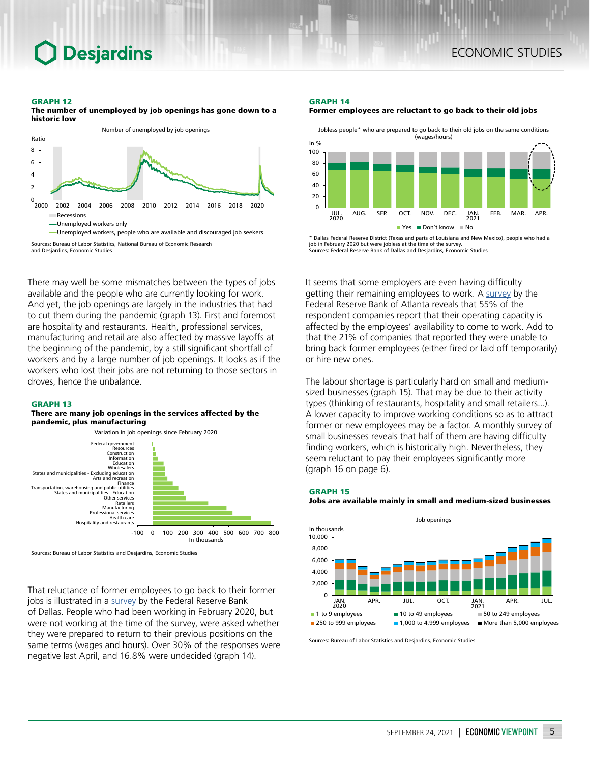**GRAPH 12**
**The number of unemployed by job openings has gone down to a historic low**

Number of unemployed by job openings

Ratio

Recessions
Unemployed workers only
Unemployed workers, people who are available and discouraged job seekers

Sources: Bureau of Labor Statistics, National Bureau of Economic Research and Desjardins, Economic Studies

There may well be some mismatches between the types of jobs available and the people who are currently looking for work. And yet, the job openings are largely in the industries that had to cut them during the pandemic (graph 13). First and foremost are hospitality and restaurants. Health, professional services, manufacturing and retail are also affected by massive layoffs at the beginning of the pandemic, by a still significant shortfall of workers and by a large number of job openings. It looks as if the workers who lost their jobs are not returning to those sectors in droves, hence the unbalance.

**GRAPH 13**
**There are many job openings in the services affected by the pandemic, plus manufacturing**

Variation in job openings since February 2020

In thousands

Sources: Bureau of Labor Statistics and Desjardins, Economic Studies

That reluctance of former employees to go back to their former jobs is illustrated in a survey by the Federal Reserve Bank of Dallas. People who had been working in February 2020, but were not working at the time of the survey, were asked whether they were prepared to return to their previous positions on the same terms (wages and hours). Over 30% of the responses were negative last April, and 16.8% were undecided (graph 14).

**GRAPH 14**
**Former employees are reluctant to go back to their old jobs**

Jobless people* who are prepared to go back to their old jobs on the same conditions (wages/hours)

In %

Yes | Don't know | No

\* Dallas Federal Reserve District (Texas and parts of Louisiana and New Mexico), people who had a job in February 2020 but were jobless at the time of the survey.
Sources: Federal Reserve Bank of Dallas and Desjardins, Economic Studies

It seems that some employers are even having difficulty getting their remaining employees to work. A survey by the Federal Reserve Bank of Atlanta reveals that 55% of the respondent companies report that their operating capacity is affected by the employees' availability to come to work. Add to that the 21% of companies that reported they were unable to bring back former employees (either fired or laid off temporarily) or hire new ones.

The labour shortage is particularly hard on small and medium-sized businesses (graph 15). That may be due to their activity types (thinking of restaurants, hospitality and small retailers...). A lower capacity to improve working conditions so as to attract former or new employees may be a factor. A monthly survey of small businesses reveals that half of them are having difficulty finding workers, which is historically high. Nevertheless, they seem reluctant to pay their employees significantly more (graph 16 on page 6).

**GRAPH 15**
**Jobs are available mainly in small and medium-sized businesses**

Job openings

In thousands

1 to 9 employees | 10 to 49 employees | 50 to 249 employees | 250 to 999 employees | 1,000 to 4,999 employees | More than 5,000 employees

Sources: Bureau of Labor Statistics and Desjardins, Economic Studies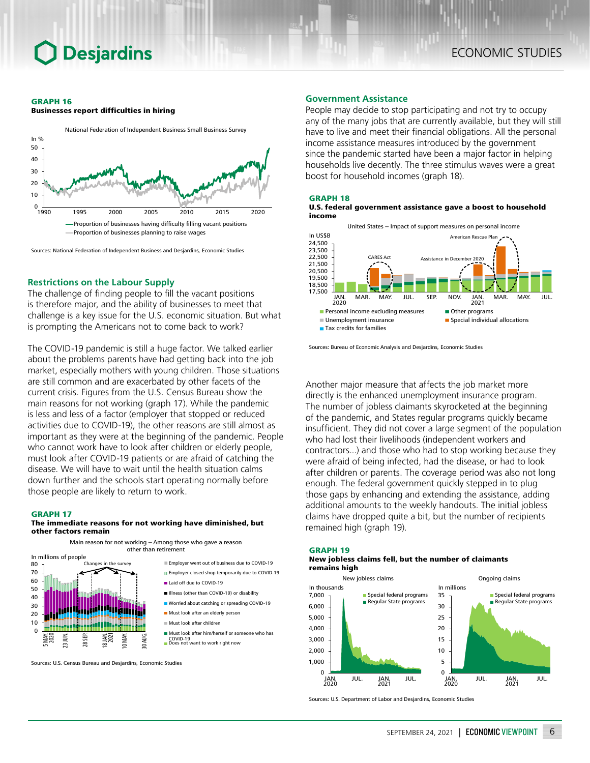**GRAPH 16**
**Businesses report difficulties in hiring**

National Federation of Independent Business Small Business Survey

—Proportion of businesses having difficulty filling vacant positions
—Proportion of businesses planning to raise wages

Sources: National Federation of Independent Business and Desjardins, Economic Studies

## Restrictions on the Labour Supply

The challenge of finding people to fill the vacant positions is therefore major, and the ability of businesses to meet that challenge is a key issue for the U.S. economic situation. But what is prompting the Americans not to come back to work?

The COVID-19 pandemic is still a huge factor. We talked earlier about the problems parents have had getting back into the job market, especially mothers with young children. Those situations are still common and are exacerbated by other facets of the current crisis. Figures from the U.S. Census Bureau show the main reasons for not working (graph 17). While the pandemic is less and less of a factor (employer that stopped or reduced activities due to COVID-19), the other reasons are still almost as important as they were at the beginning of the pandemic. People who cannot work have to look after children or elderly people, must look after COVID-19 patients or are afraid of catching the disease. We will have to wait until the health situation calms down further and the schools start operating normally before those people are likely to return to work.

**GRAPH 17**
**The immediate reasons for not working have diminished, but other factors remain**

Main reason for not working – Among those who gave a reason other than retirement

- Employer went out of business due to COVID-19
- Employer closed shop temporarily due to COVID-19
- Laid off due to COVID-19
- Illness (other than COVID-19) or disability
- Worried about catching or spreading COVID-19
- Must look after an elderly person
- Must look after children
- Must look after him/herself or someone who has COVID-19
- Does not want to work right now

Sources: U.S. Census Bureau and Desjardins, Economic Studies

## Government Assistance

People may decide to stop participating and not try to occupy any of the many jobs that are currently available, but they will still have to live and meet their financial obligations. All the personal income assistance measures introduced by the government since the pandemic started have been a major factor in helping households live decently. The three stimulus waves were a great boost for household incomes (graph 18).

**GRAPH 18**
**U.S. federal government assistance gave a boost to household income**

United States – Impact of support measures on personal income

- Personal income excluding measures
- Unemployment insurance
- Tax credits for families
- Other programs
- Special individual allocations

Sources: Bureau of Economic Analysis and Desjardins, Economic Studies

Another major measure that affects the job market more directly is the enhanced unemployment insurance program. The number of jobless claimants skyrocketed at the beginning of the pandemic, and States regular programs quickly became insufficient. They did not cover a large segment of the population who had lost their livelihoods (independent workers and contractors...) and those who had to stop working because they were afraid of being infected, had the disease, or had to look after children or parents. The coverage period was also not long enough. The federal government quickly stepped in to plug those gaps by enhancing and extending the assistance, adding additional amounts to the weekly handouts. The initial jobless claims have dropped quite a bit, but the number of recipients remained high (graph 19).

**GRAPH 19**
**New jobless claims fell, but the number of claimants remains high**

New jobless claims / Ongoing claims

- Special federal programs
- Regular State programs

Sources: U.S. Department of Labor and Desjardins, Economic Studies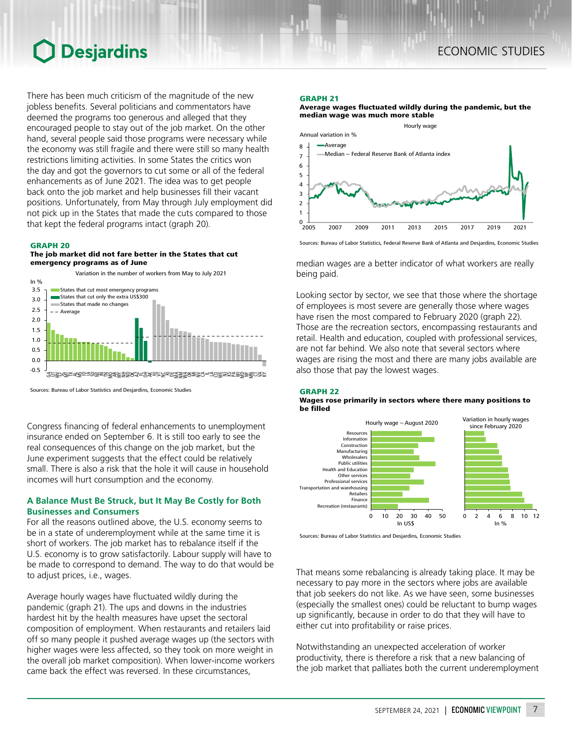There has been much criticism of the magnitude of the new jobless benefits. Several politicians and commentators have deemed the programs too generous and alleged that they encouraged people to stay out of the job market. On the other hand, several people said those programs were necessary while the economy was still fragile and there were still so many health restrictions limiting activities. In some States the critics won the day and got the governors to cut some or all of the federal enhancements as of June 2021. The idea was to get people back onto the job market and help businesses fill their vacant positions. Unfortunately, from May through July employment did not pick up in the States that made the cuts compared to those that kept the federal programs intact (graph 20).

**GRAPH 20**
**The job market did not fare better in the States that cut emergency programs as of June**

Variation in the number of workers from May to July 2021

Sources: Bureau of Labor Statistics and Desjardins, Economic Studies

Congress financing of federal enhancements to unemployment insurance ended on September 6. It is still too early to see the real consequences of this change on the job market, but the June experiment suggests that the effect could be relatively small. There is also a risk that the hole it will cause in household incomes will hurt consumption and the economy.

## A Balance Must Be Struck, but It May Be Costly for Both Businesses and Consumers

For all the reasons outlined above, the U.S. economy seems to be in a state of underemployment while at the same time it is short of workers. The job market has to rebalance itself if the U.S. economy is to grow satisfactorily. Labour supply will have to be made to correspond to demand. The way to do that would be to adjust prices, i.e., wages.

Average hourly wages have fluctuated wildly during the pandemic (graph 21). The ups and downs in the industries hardest hit by the health measures have upset the sectoral composition of employment. When restaurants and retailers laid off so many people it pushed average wages up (the sectors with higher wages were less affected, so they took on more weight in the overall job market composition). When lower-income workers came back the effect was reversed. In these circumstances,

**GRAPH 21**
**Average wages fluctuated wildly during the pandemic, but the median wage was much more stable**

Hourly wage

Sources: Bureau of Labor Statistics, Federal Reserve Bank of Atlanta and Desjardins, Economic Studies

median wages are a better indicator of what workers are really being paid.

Looking sector by sector, we see that those where the shortage of employees is most severe are generally those where wages have risen the most compared to February 2020 (graph 22). Those are the recreation sectors, encompassing restaurants and retail. Health and education, coupled with professional services, are not far behind. We also note that several sectors where wages are rising the most and there are many jobs available are also those that pay the lowest wages.

**GRAPH 22**
**Wages rose primarily in sectors where there many positions to be filled**

Sources: Bureau of Labor Statistics and Desjardins, Economic Studies

That means some rebalancing is already taking place. It may be necessary to pay more in the sectors where jobs are available that job seekers do not like. As we have seen, some businesses (especially the smallest ones) could be reluctant to bump wages up significantly, because in order to do that they will have to either cut into profitability or raise prices.

Notwithstanding an unexpected acceleration of worker productivity, there is therefore a risk that a new balancing of the job market that palliates both the current underemployment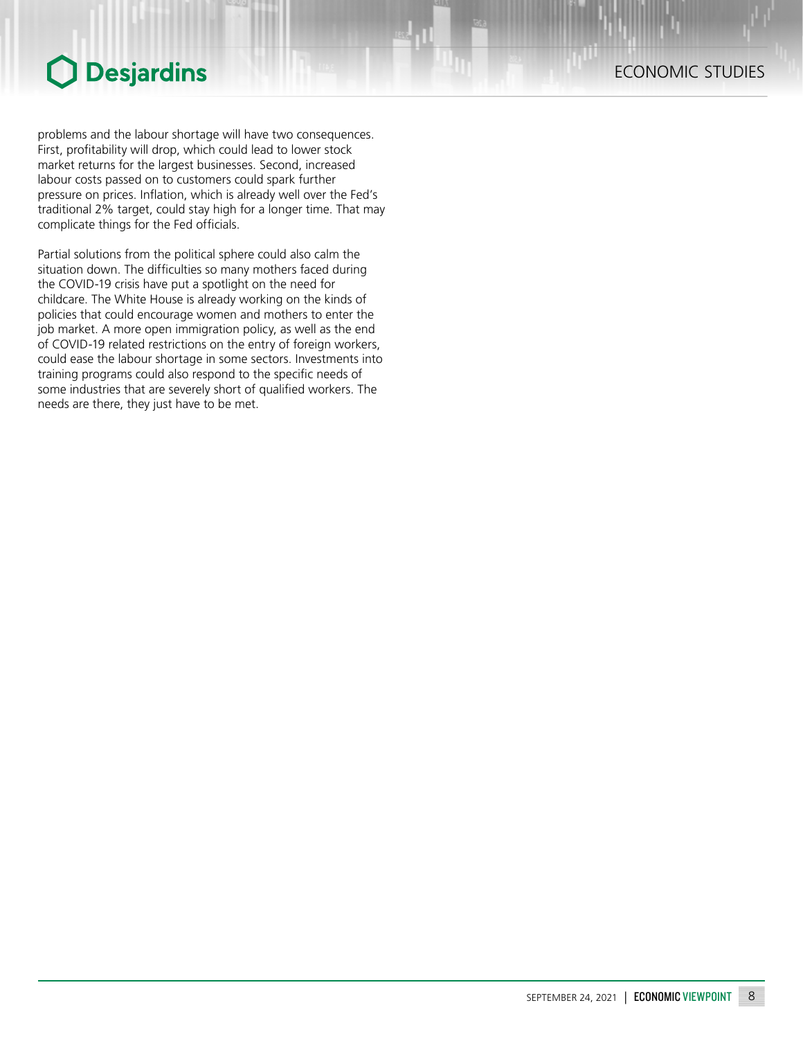problems and the labour shortage will have two consequences. First, profitability will drop, which could lead to lower stock market returns for the largest businesses. Second, increased labour costs passed on to customers could spark further pressure on prices. Inflation, which is already well over the Fed's traditional 2% target, could stay high for a longer time. That may complicate things for the Fed officials.

Partial solutions from the political sphere could also calm the situation down. The difficulties so many mothers faced during the COVID-19 crisis have put a spotlight on the need for childcare. The White House is already working on the kinds of policies that could encourage women and mothers to enter the job market. A more open immigration policy, as well as the end of COVID-19 related restrictions on the entry of foreign workers, could ease the labour shortage in some sectors. Investments into training programs could also respond to the specific needs of some industries that are severely short of qualified workers. The needs are there, they just have to be met.